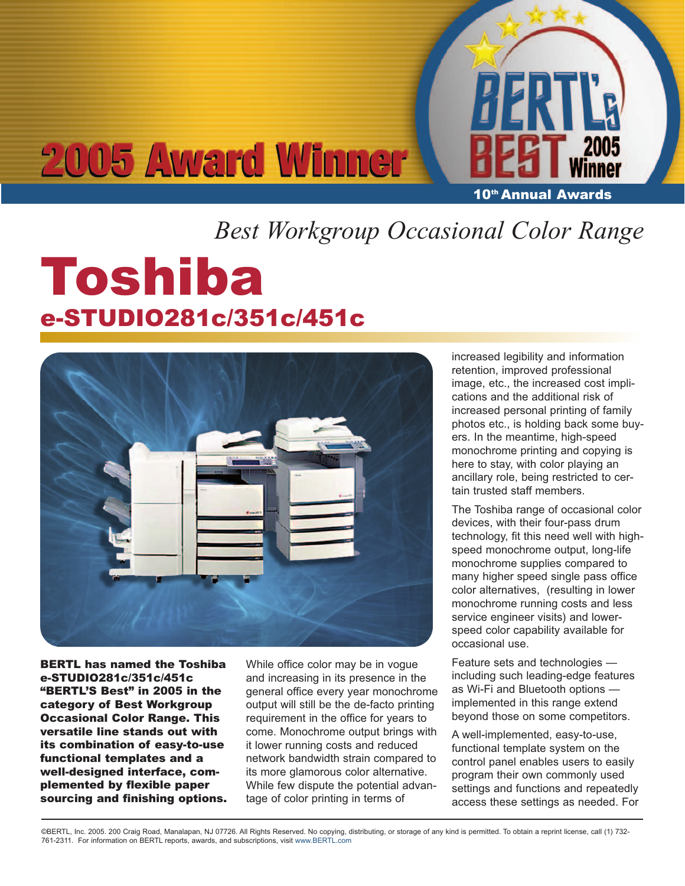# 2005 Award Winner

BERTL's Best 2005 Winner

10th Annual Awards

*Best Workgroup Occasional Color Range*

# Toshiba

## e-STUDIO281c/351c/451c

**BERTL has named the Toshiba e-STUDIO281c/351c/451c "BERTL'S Best" in 2005 in the category of Best Workgroup Occasional Color Range. This versatile line stands out with its combination of easy-to-use functional templates and a well-designed interface, complemented by flexible paper sourcing and finishing options.**

While office color may be in vogue and increasing in its presence in the general office every year monochrome output will still be the de-facto printing requirement in the office for years to come. Monochrome output brings with it lower running costs and reduced network bandwidth strain compared to its more glamorous color alternative. While few dispute the potential advantage of color printing in terms of increased legibility and information retention, improved professional image, etc., the increased cost implications and the additional risk of increased personal printing of family photos etc., is holding back some buyers. In the meantime, high-speed monochrome printing and copying is here to stay, with color playing an ancillary role, being restricted to certain trusted staff members.

The Toshiba range of occasional color devices, with their four-pass drum technology, fit this need well with high-speed monochrome output, long-life monochrome supplies compared to many higher speed single pass office color alternatives, (resulting in lower monochrome running costs and less service engineer visits) and lower-speed color capability available for occasional use.

Feature sets and technologies — including such leading-edge features as Wi-Fi and Bluetooth options — implemented in this range extend beyond those on some competitors.

A well-implemented, easy-to-use, functional template system on the control panel enables users to easily program their own commonly used settings and functions and repeatedly access these settings as needed. For

©BERTL, Inc. 2005. 200 Craig Road, Manalapan, NJ 07726. All Rights Reserved. No copying, distributing, or storage of any kind is permitted. To obtain a reprint license, call (1) 732-761-2311. For information on BERTL reports, awards, and subscriptions, visit www.BERTL.com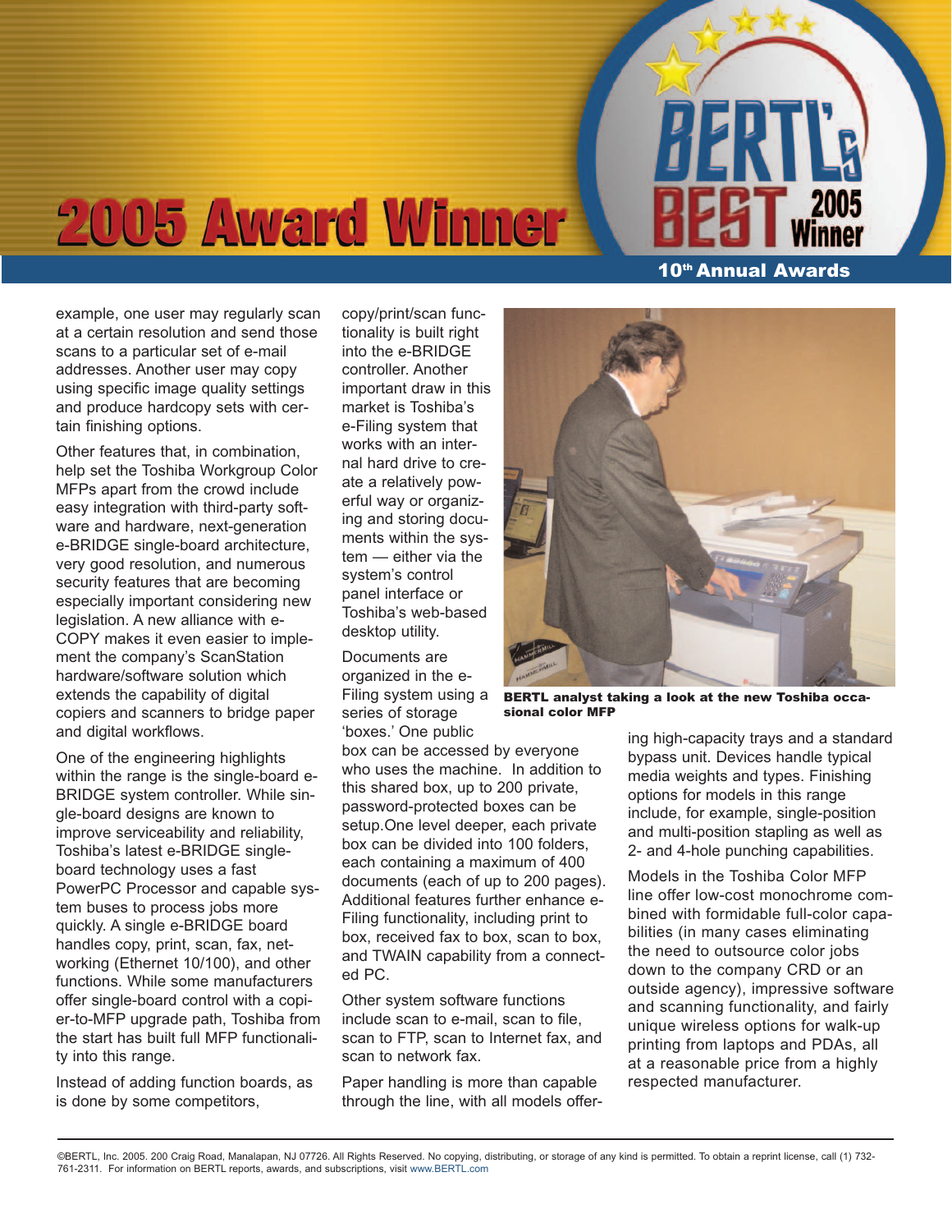example, one user may regularly scan at a certain resolution and send those scans to a particular set of e-mail addresses. Another user may copy using specific image quality settings and produce hardcopy sets with certain finishing options.

Other features that, in combination, help set the Toshiba Workgroup Color MFPs apart from the crowd include easy integration with third-party software and hardware, next-generation e-BRIDGE single-board architecture, very good resolution, and numerous security features that are becoming especially important considering new legislation. A new alliance with e-COPY makes it even easier to implement the company's ScanStation hardware/software solution which extends the capability of digital copiers and scanners to bridge paper and digital workflows.

One of the engineering highlights within the range is the single-board e-BRIDGE system controller. While single-board designs are known to improve serviceability and reliability, Toshiba's latest e-BRIDGE single-board technology uses a fast PowerPC Processor and capable system buses to process jobs more quickly. A single e-BRIDGE board handles copy, print, scan, fax, networking (Ethernet 10/100), and other functions. While some manufacturers offer single-board control with a copier-to-MFP upgrade path, Toshiba from the start has built full MFP functionality into this range.

Instead of adding function boards, as is done by some competitors, copy/print/scan functionality is built right into the e-BRIDGE controller. Another important draw in this market is Toshiba's e-Filing system that works with an internal hard drive to create a relatively powerful way or organizing and storing documents within the system — either via the system's control panel interface or Toshiba's web-based desktop utility.

Documents are organized in the e-Filing system using a series of storage 'boxes.' One public box can be accessed by everyone who uses the machine. In addition to this shared box, up to 200 private, password-protected boxes can be setup.One level deeper, each private box can be divided into 100 folders, each containing a maximum of 400 documents (each of up to 200 pages). Additional features further enhance e-Filing functionality, including print to box, received fax to box, scan to box, and TWAIN capability from a connected PC.

Other system software functions include scan to e-mail, scan to file, scan to FTP, scan to Internet fax, and scan to network fax.

Paper handling is more than capable through the line, with all models offering high-capacity trays and a standard bypass unit. Devices handle typical media weights and types. Finishing options for models in this range include, for example, single-position and multi-position stapling as well as 2- and 4-hole punching capabilities.

**BERTL analyst taking a look at the new Toshiba occasional color MFP**

Models in the Toshiba Color MFP line offer low-cost monochrome combined with formidable full-color capabilities (in many cases eliminating the need to outsource color jobs down to the company CRD or an outside agency), impressive software and scanning functionality, and fairly unique wireless options for walk-up printing from laptops and PDAs, all at a reasonable price from a highly respected manufacturer.

©BERTL, Inc. 2005. 200 Craig Road, Manalapan, NJ 07726. All Rights Reserved. No copying, distributing, or storage of any kind is permitted. To obtain a reprint license, call (1) 732-761-2311. For information on BERTL reports, awards, and subscriptions, visit www.BERTL.com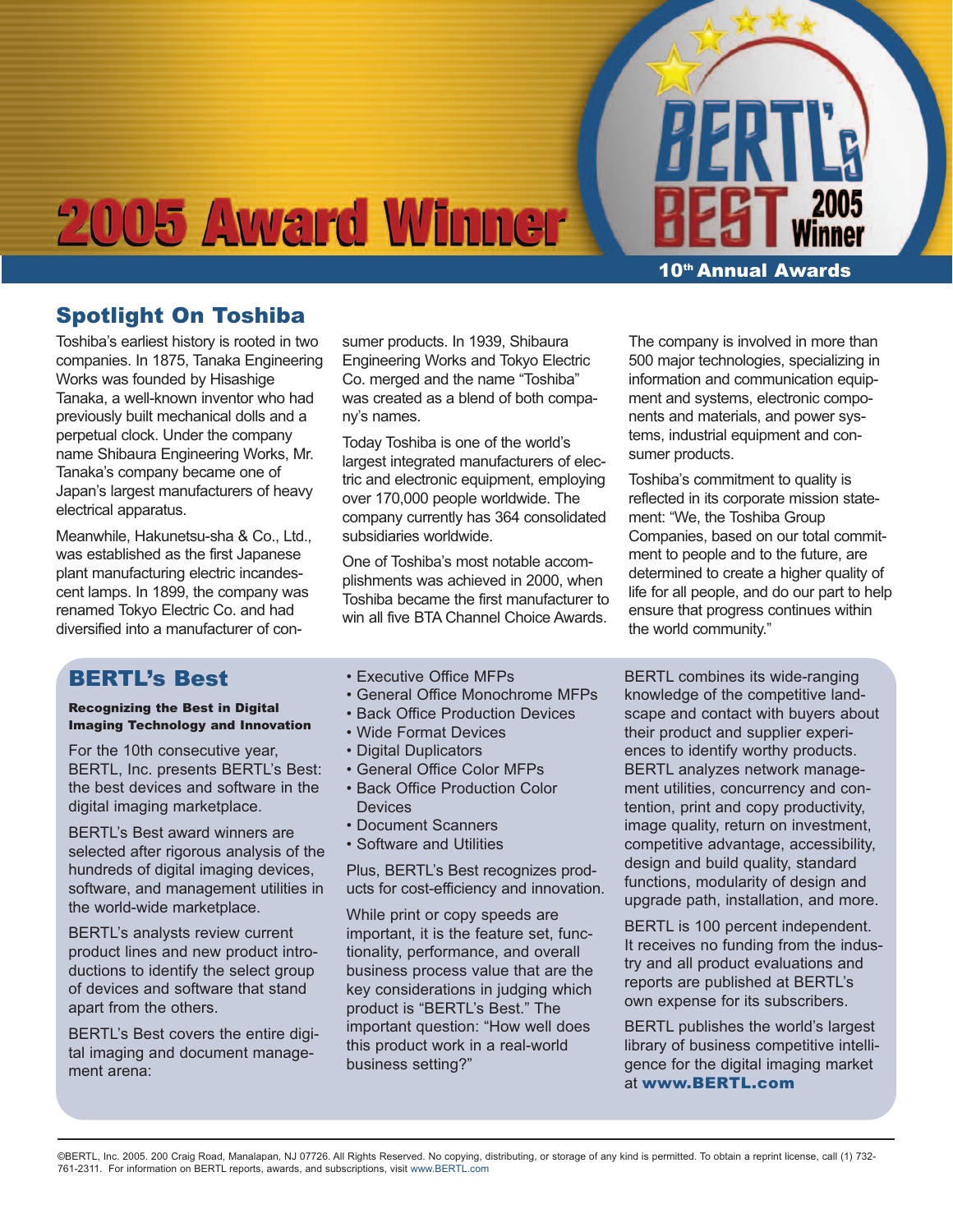# 2005 Award Winner

BERTL's BEST 2005 Winner

10th Annual Awards

## Spotlight On Toshiba

Toshiba's earliest history is rooted in two companies. In 1875, Tanaka Engineering Works was founded by Hisashige Tanaka, a well-known inventor who had previously built mechanical dolls and a perpetual clock. Under the company name Shibaura Engineering Works, Mr. Tanaka's company became one of Japan's largest manufacturers of heavy electrical apparatus.

Meanwhile, Hakunetsu-sha & Co., Ltd., was established as the first Japanese plant manufacturing electric incandescent lamps. In 1899, the company was renamed Tokyo Electric Co. and had diversified into a manufacturer of consumer products. In 1939, Shibaura Engineering Works and Tokyo Electric Co. merged and the name "Toshiba" was created as a blend of both company's names.

Today Toshiba is one of the world's largest integrated manufacturers of electric and electronic equipment, employing over 170,000 people worldwide. The company currently has 364 consolidated subsidiaries worldwide.

One of Toshiba's most notable accomplishments was achieved in 2000, when Toshiba became the first manufacturer to win all five BTA Channel Choice Awards.

The company is involved in more than 500 major technologies, specializing in information and communication equipment and systems, electronic components and materials, and power systems, industrial equipment and consumer products.

Toshiba's commitment to quality is reflected in its corporate mission statement: "We, the Toshiba Group Companies, based on our total commitment to people and to the future, are determined to create a higher quality of life for all people, and do our part to help ensure that progress continues within the world community."

## BERTL's Best

**Recognizing the Best in Digital Imaging Technology and Innovation**

For the 10th consecutive year, BERTL, Inc. presents BERTL's Best: the best devices and software in the digital imaging marketplace.

BERTL's Best award winners are selected after rigorous analysis of the hundreds of digital imaging devices, software, and management utilities in the world-wide marketplace.

BERTL's analysts review current product lines and new product introductions to identify the select group of devices and software that stand apart from the others.

BERTL's Best covers the entire digital imaging and document management arena:

- Executive Office MFPs
- General Office Monochrome MFPs
- Back Office Production Devices
- Wide Format Devices
- Digital Duplicators
- General Office Color MFPs
- Back Office Production Color Devices
- Document Scanners
- Software and Utilities

Plus, BERTL's Best recognizes products for cost-efficiency and innovation.

While print or copy speeds are important, it is the feature set, functionality, performance, and overall business process value that are the key considerations in judging which product is "BERTL's Best." The important question: "How well does this product work in a real-world business setting?"

BERTL combines its wide-ranging knowledge of the competitive landscape and contact with buyers about their product and supplier experiences to identify worthy products. BERTL analyzes network management utilities, concurrency and contention, print and copy productivity, image quality, return on investment, competitive advantage, accessibility, design and build quality, standard functions, modularity of design and upgrade path, installation, and more.

BERTL is 100 percent independent. It receives no funding from the industry and all product evaluations and reports are published at BERTL's own expense for its subscribers.

BERTL publishes the world's largest library of business competitive intelligence for the digital imaging market at **www.BERTL.com**

©BERTL, Inc. 2005. 200 Craig Road, Manalapan, NJ 07726. All Rights Reserved. No copying, distributing, or storage of any kind is permitted. To obtain a reprint license, call (1) 732-761-2311. For information on BERTL reports, awards, and subscriptions, visit www.BERTL.com